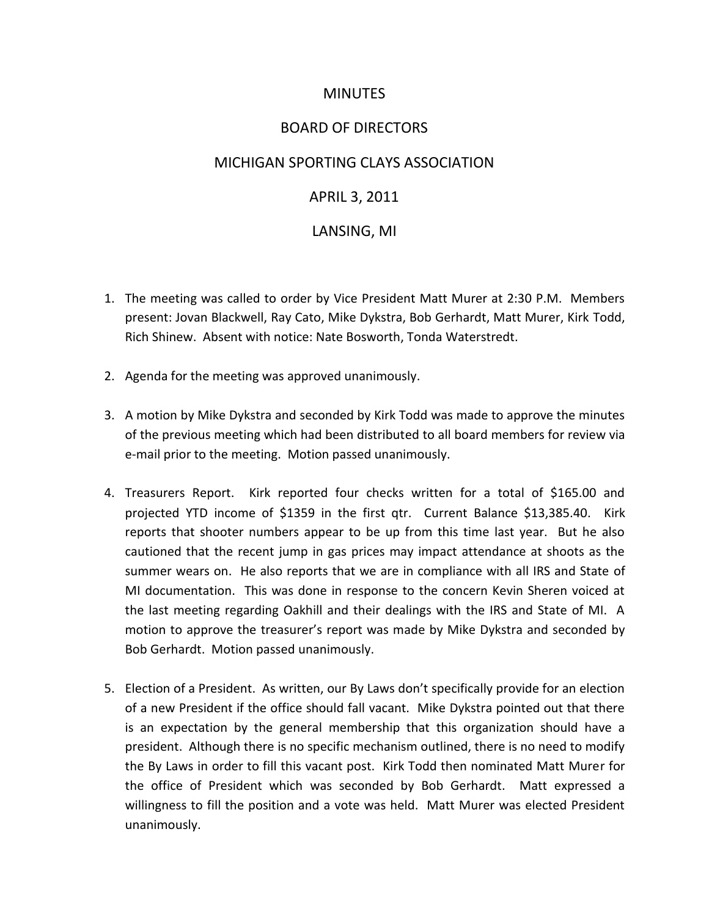# MINUTES

## BOARD OF DIRECTORS

## MICHIGAN SPORTING CLAYS ASSOCIATION

## APRIL 3, 2011

## LANSING, MI

1. The meeting was called to order by Vice President Matt Murer at 2:30 P.M. Members present: Jovan Blackwell, Ray Cato, Mike Dykstra, Bob Gerhardt, Matt Murer, Kirk Todd, Rich Shinew. Absent with notice: Nate Bosworth, Tonda Waterstredt.

2. Agenda for the meeting was approved unanimously.

3. A motion by Mike Dykstra and seconded by Kirk Todd was made to approve the minutes of the previous meeting which had been distributed to all board members for review via e-mail prior to the meeting. Motion passed unanimously.

4. Treasurers Report. Kirk reported four checks written for a total of $165.00 and projected YTD income of $1359 in the first qtr. Current Balance $13,385.40. Kirk reports that shooter numbers appear to be up from this time last year. But he also cautioned that the recent jump in gas prices may impact attendance at shoots as the summer wears on. He also reports that we are in compliance with all IRS and State of MI documentation. This was done in response to the concern Kevin Sheren voiced at the last meeting regarding Oakhill and their dealings with the IRS and State of MI. A motion to approve the treasurer's report was made by Mike Dykstra and seconded by Bob Gerhardt. Motion passed unanimously.

5. Election of a President. As written, our By Laws don't specifically provide for an election of a new President if the office should fall vacant. Mike Dykstra pointed out that there is an expectation by the general membership that this organization should have a president. Although there is no specific mechanism outlined, there is no need to modify the By Laws in order to fill this vacant post. Kirk Todd then nominated Matt Murer for the office of President which was seconded by Bob Gerhardt. Matt expressed a willingness to fill the position and a vote was held. Matt Murer was elected President unanimously.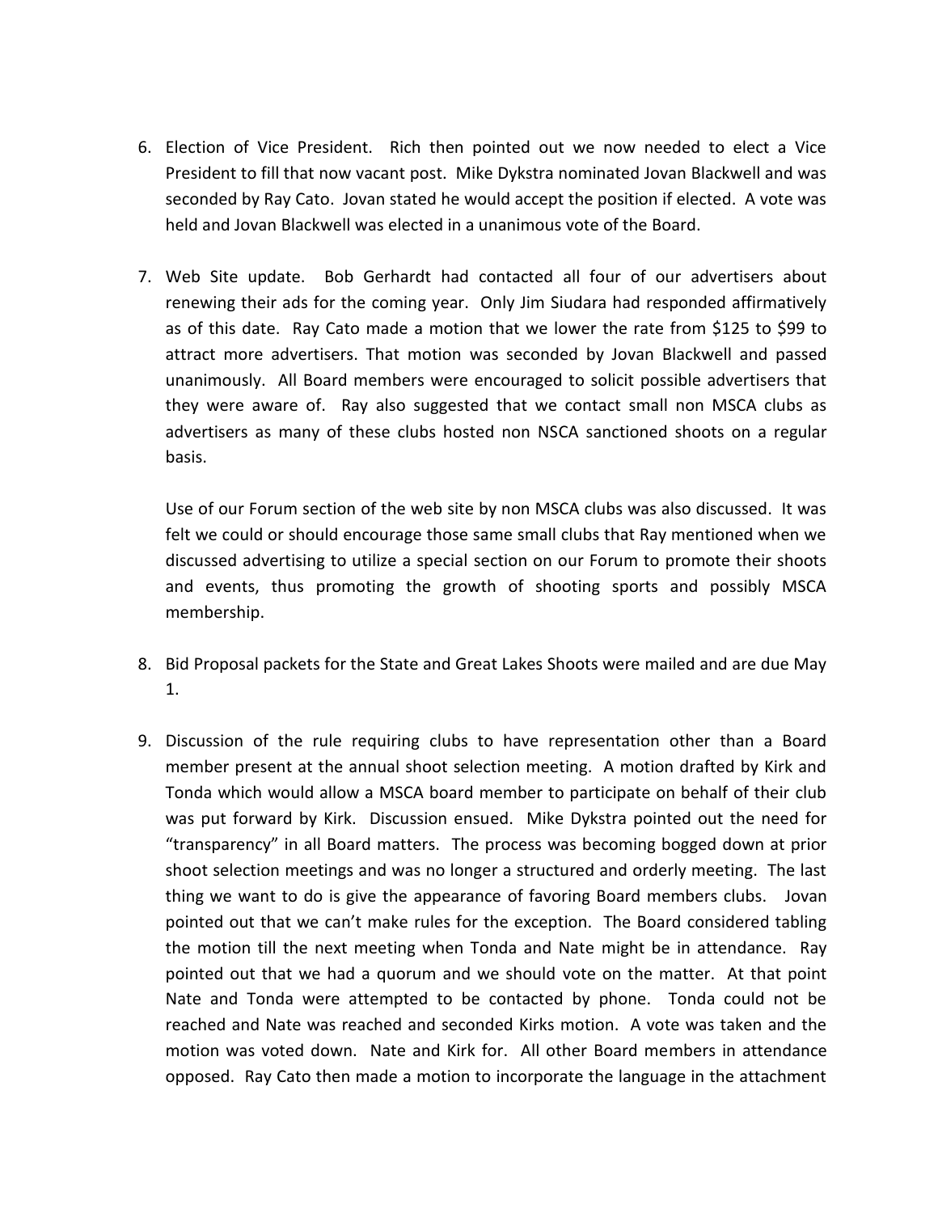6. Election of Vice President. Rich then pointed out we now needed to elect a Vice President to fill that now vacant post. Mike Dykstra nominated Jovan Blackwell and was seconded by Ray Cato. Jovan stated he would accept the position if elected. A vote was held and Jovan Blackwell was elected in a unanimous vote of the Board.

7. Web Site update. Bob Gerhardt had contacted all four of our advertisers about renewing their ads for the coming year. Only Jim Siudara had responded affirmatively as of this date. Ray Cato made a motion that we lower the rate from $125 to $99 to attract more advertisers. That motion was seconded by Jovan Blackwell and passed unanimously. All Board members were encouraged to solicit possible advertisers that they were aware of. Ray also suggested that we contact small non MSCA clubs as advertisers as many of these clubs hosted non NSCA sanctioned shoots on a regular basis.

   Use of our Forum section of the web site by non MSCA clubs was also discussed. It was felt we could or should encourage those same small clubs that Ray mentioned when we discussed advertising to utilize a special section on our Forum to promote their shoots and events, thus promoting the growth of shooting sports and possibly MSCA membership.

8. Bid Proposal packets for the State and Great Lakes Shoots were mailed and are due May 1.

9. Discussion of the rule requiring clubs to have representation other than a Board member present at the annual shoot selection meeting. A motion drafted by Kirk and Tonda which would allow a MSCA board member to participate on behalf of their club was put forward by Kirk. Discussion ensued. Mike Dykstra pointed out the need for "transparency" in all Board matters. The process was becoming bogged down at prior shoot selection meetings and was no longer a structured and orderly meeting. The last thing we want to do is give the appearance of favoring Board members clubs. Jovan pointed out that we can't make rules for the exception. The Board considered tabling the motion till the next meeting when Tonda and Nate might be in attendance. Ray pointed out that we had a quorum and we should vote on the matter. At that point Nate and Tonda were attempted to be contacted by phone. Tonda could not be reached and Nate was reached and seconded Kirks motion. A vote was taken and the motion was voted down. Nate and Kirk for. All other Board members in attendance opposed. Ray Cato then made a motion to incorporate the language in the attachment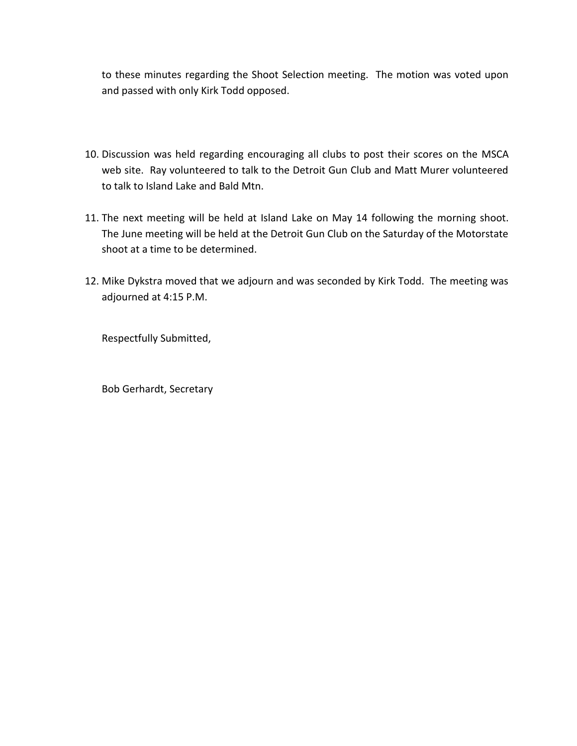to these minutes regarding the Shoot Selection meeting. The motion was voted upon and passed with only Kirk Todd opposed.

10. Discussion was held regarding encouraging all clubs to post their scores on the MSCA web site. Ray volunteered to talk to the Detroit Gun Club and Matt Murer volunteered to talk to Island Lake and Bald Mtn.

11. The next meeting will be held at Island Lake on May 14 following the morning shoot. The June meeting will be held at the Detroit Gun Club on the Saturday of the Motorstate shoot at a time to be determined.

12. Mike Dykstra moved that we adjourn and was seconded by Kirk Todd. The meeting was adjourned at 4:15 P.M.

Respectfully Submitted,

Bob Gerhardt, Secretary